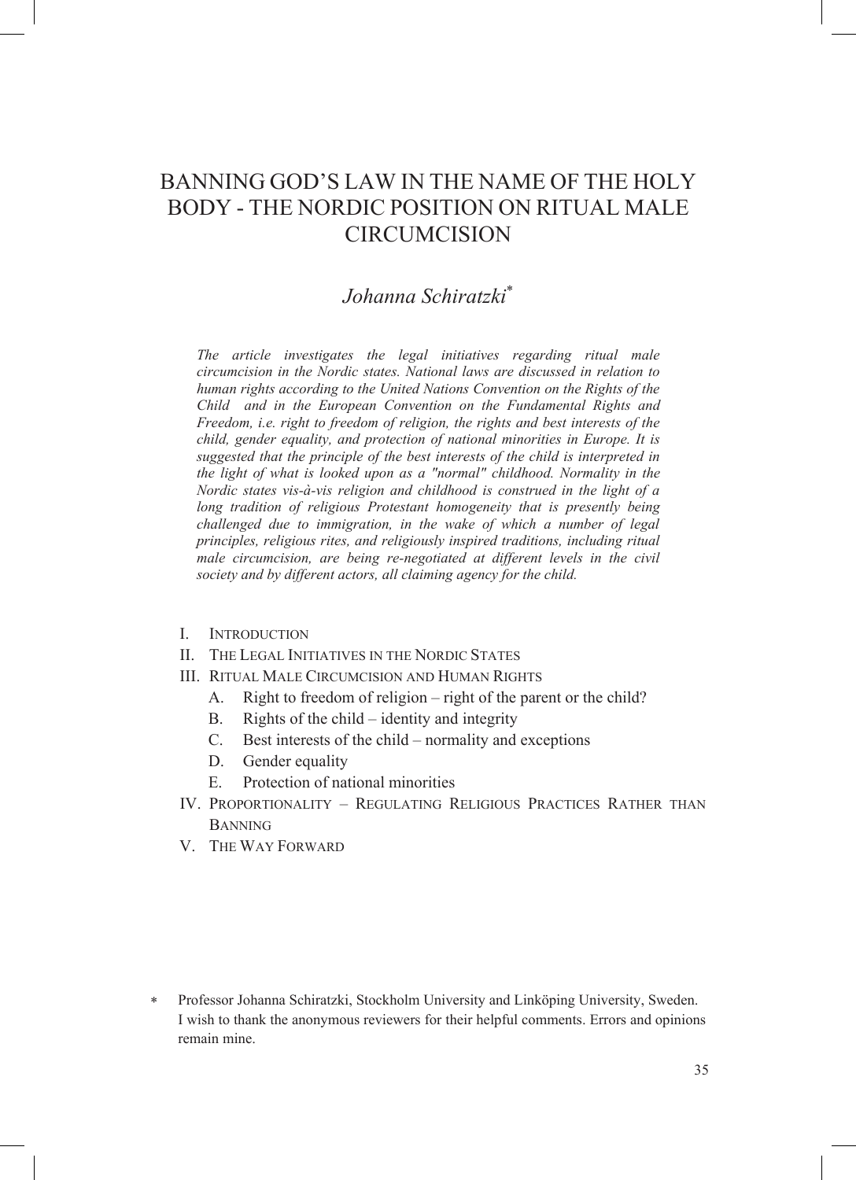# BANNING GOD'S LAW IN THE NAME OF THE HOLY BODY - THE NORDIC POSITION ON RITUAL MALE CIRCUMCISION

## *Johanna Schiratzki*[*]

*The article investigates the legal initiatives regarding ritual male circumcision in the Nordic states. National laws are discussed in relation to human rights according to the United Nations Convention on the Rights of the Child and in the European Convention on the Fundamental Rights and Freedom, i.e. right to freedom of religion, the rights and best interests of the child, gender equality, and protection of national minorities in Europe. It is suggested that the principle of the best interests of the child is interpreted in the light of what is looked upon as a "normal" childhood. Normality in the Nordic states vis-à-vis religion and childhood is construed in the light of a long tradition of religious Protestant homogeneity that is presently being challenged due to immigration, in the wake of which a number of legal principles, religious rites, and religiously inspired traditions, including ritual male circumcision, are being re-negotiated at different levels in the civil society and by different actors, all claiming agency for the child.*

- I. INTRODUCTION
- II. THE LEGAL INITIATIVES IN THE NORDIC STATES
- III. RITUAL MALE CIRCUMCISION AND HUMAN RIGHTS
  - A. Right to freedom of religion – right of the parent or the child?
  - B. Rights of the child – identity and integrity
  - C. Best interests of the child – normality and exceptions
  - D. Gender equality
  - E. Protection of national minorities
- IV. PROPORTIONALITY – REGULATING RELIGIOUS PRACTICES RATHER THAN BANNING
- V. THE WAY FORWARD

[*] Professor Johanna Schiratzki, Stockholm University and Linköping University, Sweden. I wish to thank the anonymous reviewers for their helpful comments. Errors and opinions remain mine.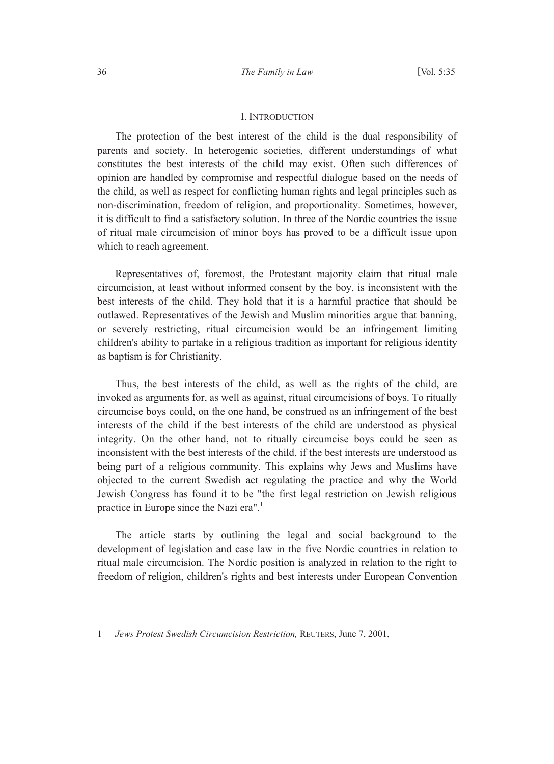## I. INTRODUCTION

The protection of the best interest of the child is the dual responsibility of parents and society. In heterogenic societies, different understandings of what constitutes the best interests of the child may exist. Often such differences of opinion are handled by compromise and respectful dialogue based on the needs of the child, as well as respect for conflicting human rights and legal principles such as non-discrimination, freedom of religion, and proportionality. Sometimes, however, it is difficult to find a satisfactory solution. In three of the Nordic countries the issue of ritual male circumcision of minor boys has proved to be a difficult issue upon which to reach agreement.

Representatives of, foremost, the Protestant majority claim that ritual male circumcision, at least without informed consent by the boy, is inconsistent with the best interests of the child. They hold that it is a harmful practice that should be outlawed. Representatives of the Jewish and Muslim minorities argue that banning, or severely restricting, ritual circumcision would be an infringement limiting children's ability to partake in a religious tradition as important for religious identity as baptism is for Christianity.

Thus, the best interests of the child, as well as the rights of the child, are invoked as arguments for, as well as against, ritual circumcisions of boys. To ritually circumcise boys could, on the one hand, be construed as an infringement of the best interests of the child if the best interests of the child are understood as physical integrity. On the other hand, not to ritually circumcise boys could be seen as inconsistent with the best interests of the child, if the best interests are understood as being part of a religious community. This explains why Jews and Muslims have objected to the current Swedish act regulating the practice and why the World Jewish Congress has found it to be "the first legal restriction on Jewish religious practice in Europe since the Nazi era".[1]

The article starts by outlining the legal and social background to the development of legislation and case law in the five Nordic countries in relation to ritual male circumcision. The Nordic position is analyzed in relation to the right to freedom of religion, children's rights and best interests under European Convention

1 *Jews Protest Swedish Circumcision Restriction,* REUTERS, June 7, 2001,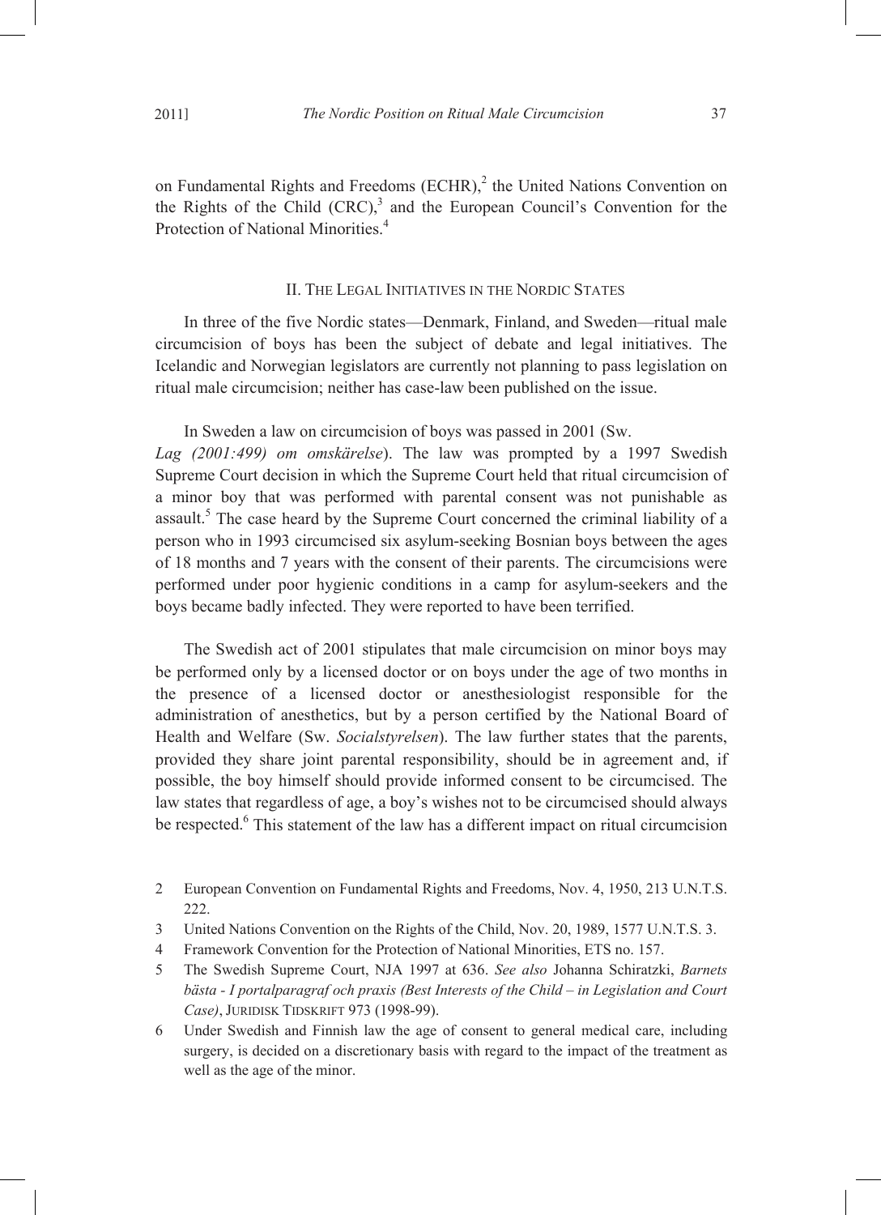on Fundamental Rights and Freedoms (ECHR),[2] the United Nations Convention on the Rights of the Child (CRC),[3] and the European Council's Convention for the Protection of National Minorities.[4]

## II. The Legal Initiatives in the Nordic States

In three of the five Nordic states—Denmark, Finland, and Sweden—ritual male circumcision of boys has been the subject of debate and legal initiatives. The Icelandic and Norwegian legislators are currently not planning to pass legislation on ritual male circumcision; neither has case-law been published on the issue.

In Sweden a law on circumcision of boys was passed in 2001 (Sw. *Lag (2001:499) om omskärelse*). The law was prompted by a 1997 Swedish Supreme Court decision in which the Supreme Court held that ritual circumcision of a minor boy that was performed with parental consent was not punishable as assault.[5] The case heard by the Supreme Court concerned the criminal liability of a person who in 1993 circumcised six asylum-seeking Bosnian boys between the ages of 18 months and 7 years with the consent of their parents. The circumcisions were performed under poor hygienic conditions in a camp for asylum-seekers and the boys became badly infected. They were reported to have been terrified.

The Swedish act of 2001 stipulates that male circumcision on minor boys may be performed only by a licensed doctor or on boys under the age of two months in the presence of a licensed doctor or anesthesiologist responsible for the administration of anesthetics, but by a person certified by the National Board of Health and Welfare (Sw. *Socialstyrelsen*). The law further states that the parents, provided they share joint parental responsibility, should be in agreement and, if possible, the boy himself should provide informed consent to be circumcised. The law states that regardless of age, a boy's wishes not to be circumcised should always be respected.[6] This statement of the law has a different impact on ritual circumcision

2 European Convention on Fundamental Rights and Freedoms, Nov. 4, 1950, 213 U.N.T.S. 222.

3 United Nations Convention on the Rights of the Child, Nov. 20, 1989, 1577 U.N.T.S. 3.

4 Framework Convention for the Protection of National Minorities, ETS no. 157.

5 The Swedish Supreme Court, NJA 1997 at 636. *See also* Johanna Schiratzki, *Barnets bästa - I portalparagraf och praxis (Best Interests of the Child – in Legislation and Court Case)*, Juridisk Tidskrift 973 (1998-99).

6 Under Swedish and Finnish law the age of consent to general medical care, including surgery, is decided on a discretionary basis with regard to the impact of the treatment as well as the age of the minor.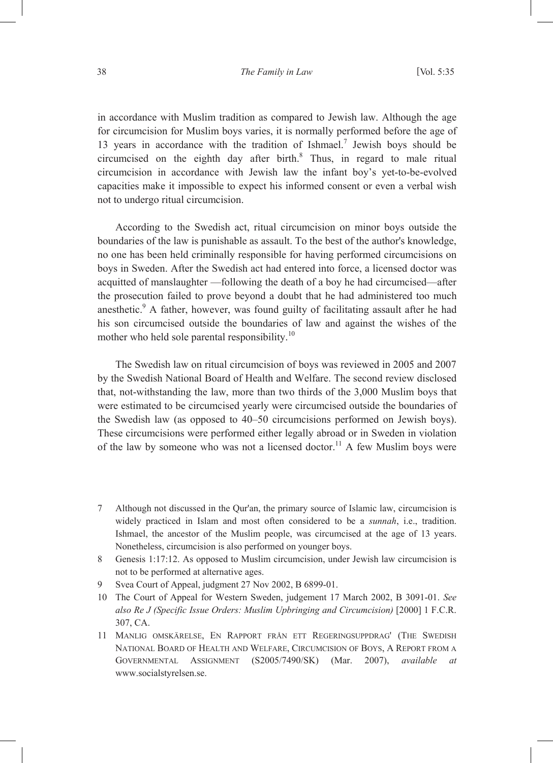in accordance with Muslim tradition as compared to Jewish law. Although the age for circumcision for Muslim boys varies, it is normally performed before the age of 13 years in accordance with the tradition of Ishmael.[7] Jewish boys should be circumcised on the eighth day after birth.[8] Thus, in regard to male ritual circumcision in accordance with Jewish law the infant boy's yet-to-be-evolved capacities make it impossible to expect his informed consent or even a verbal wish not to undergo ritual circumcision.

According to the Swedish act, ritual circumcision on minor boys outside the boundaries of the law is punishable as assault. To the best of the author's knowledge, no one has been held criminally responsible for having performed circumcisions on boys in Sweden. After the Swedish act had entered into force, a licensed doctor was acquitted of manslaughter —following the death of a boy he had circumcised—after the prosecution failed to prove beyond a doubt that he had administered too much anesthetic.[9] A father, however, was found guilty of facilitating assault after he had his son circumcised outside the boundaries of law and against the wishes of the mother who held sole parental responsibility.[10]

The Swedish law on ritual circumcision of boys was reviewed in 2005 and 2007 by the Swedish National Board of Health and Welfare. The second review disclosed that, not-withstanding the law, more than two thirds of the 3,000 Muslim boys that were estimated to be circumcised yearly were circumcised outside the boundaries of the Swedish law (as opposed to 40–50 circumcisions performed on Jewish boys). These circumcisions were performed either legally abroad or in Sweden in violation of the law by someone who was not a licensed doctor.[11] A few Muslim boys were

7 Although not discussed in the Qur'an, the primary source of Islamic law, circumcision is widely practiced in Islam and most often considered to be a *sunnah*, i.e., tradition. Ishmael, the ancestor of the Muslim people, was circumcised at the age of 13 years. Nonetheless, circumcision is also performed on younger boys.

8 Genesis 1:17:12. As opposed to Muslim circumcision, under Jewish law circumcision is not to be performed at alternative ages.

9 Svea Court of Appeal, judgment 27 Nov 2002, B 6899-01.

10 The Court of Appeal for Western Sweden, judgement 17 March 2002, B 3091-01. *See also Re J (Specific Issue Orders: Muslim Upbringing and Circumcision)* [2000] 1 F.C.R. 307, CA.

11 MANLIG OMSKÄRELSE, EN RAPPORT FRÅN ETT REGERINGSUPPDRAG' (THE SWEDISH NATIONAL BOARD OF HEALTH AND WELFARE, CIRCUMCISION OF BOYS, A REPORT FROM A GOVERNMENTAL ASSIGNMENT (S2005/7490/SK) (Mar. 2007), *available at* www.socialstyrelsen.se.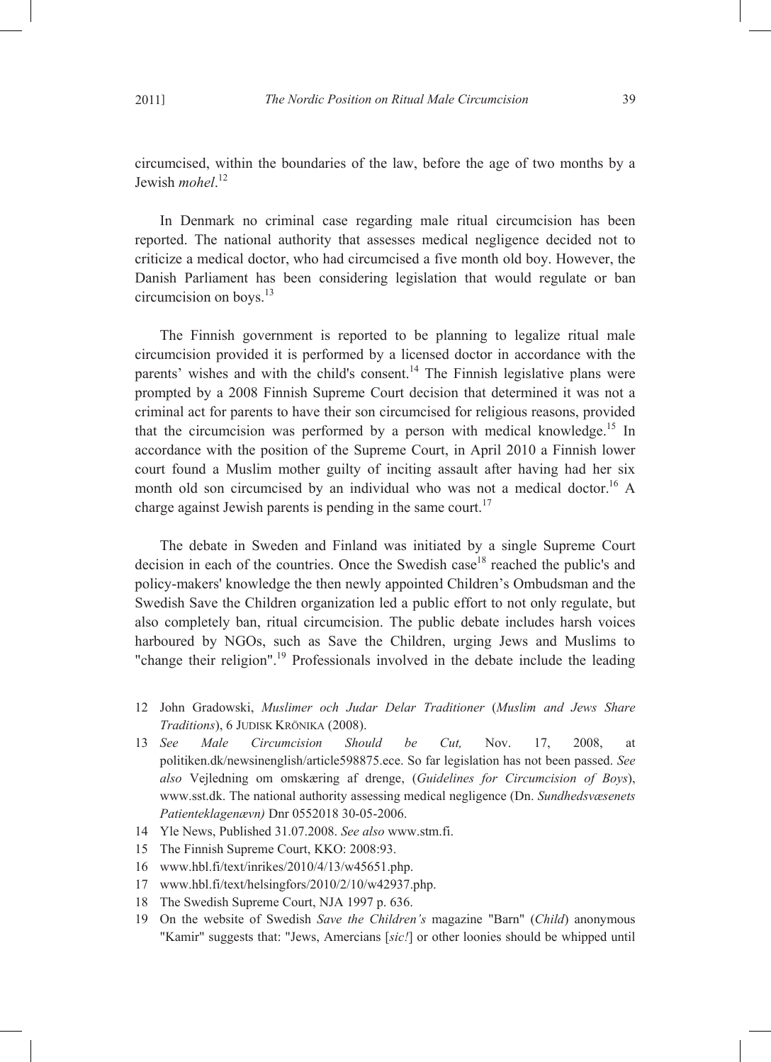circumcised, within the boundaries of the law, before the age of two months by a Jewish *mohel*.[12]

In Denmark no criminal case regarding male ritual circumcision has been reported. The national authority that assesses medical negligence decided not to criticize a medical doctor, who had circumcised a five month old boy. However, the Danish Parliament has been considering legislation that would regulate or ban circumcision on boys.[13]

The Finnish government is reported to be planning to legalize ritual male circumcision provided it is performed by a licensed doctor in accordance with the parents' wishes and with the child's consent.[14] The Finnish legislative plans were prompted by a 2008 Finnish Supreme Court decision that determined it was not a criminal act for parents to have their son circumcised for religious reasons, provided that the circumcision was performed by a person with medical knowledge.[15] In accordance with the position of the Supreme Court, in April 2010 a Finnish lower court found a Muslim mother guilty of inciting assault after having had her six month old son circumcised by an individual who was not a medical doctor.[16] A charge against Jewish parents is pending in the same court.[17]

The debate in Sweden and Finland was initiated by a single Supreme Court decision in each of the countries. Once the Swedish case[18] reached the public's and policy-makers' knowledge the then newly appointed Children's Ombudsman and the Swedish Save the Children organization led a public effort to not only regulate, but also completely ban, ritual circumcision. The public debate includes harsh voices harboured by NGOs, such as Save the Children, urging Jews and Muslims to "change their religion".[19] Professionals involved in the debate include the leading

12 John Gradowski, *Muslimer och Judar Delar Traditioner* (*Muslim and Jews Share Traditions*), 6 JUDISK KRÖNIKA (2008).

13 *See Male Circumcision Should be Cut,* Nov. 17, 2008, at politiken.dk/newsinenglish/article598875.ece. So far legislation has not been passed. *See also* Vejledning om omskæring af drenge, (*Guidelines for Circumcision of Boys*), www.sst.dk. The national authority assessing medical negligence (Dn. *Sundhedsvæsenets Patientklagenævn)* Dnr 0552018 30-05-2006.

14 Yle News, Published 31.07.2008. *See also* www.stm.fi.

15 The Finnish Supreme Court, KKO: 2008:93.

16 www.hbl.fi/text/inrikes/2010/4/13/w45651.php.

17 www.hbl.fi/text/helsingfors/2010/2/10/w42937.php.

18 The Swedish Supreme Court, NJA 1997 p. 636.

19 On the website of Swedish *Save the Children's* magazine "Barn" (*Child*) anonymous "Kamir" suggests that: "Jews, Amercians [*sic!*] or other loonies should be whipped until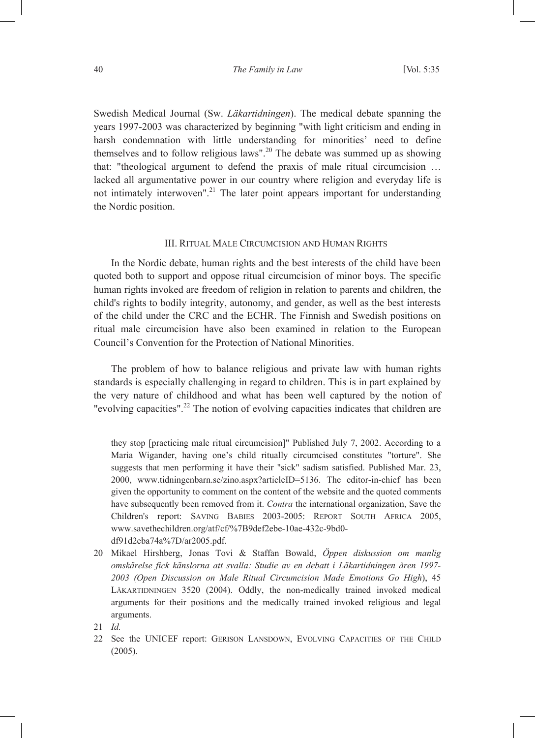Swedish Medical Journal (Sw. *Läkartidningen*). The medical debate spanning the years 1997-2003 was characterized by beginning "with light criticism and ending in harsh condemnation with little understanding for minorities' need to define themselves and to follow religious laws".[20] The debate was summed up as showing that: "theological argument to defend the praxis of male ritual circumcision … lacked all argumentative power in our country where religion and everyday life is not intimately interwoven".[21] The later point appears important for understanding the Nordic position.

## III. Ritual Male Circumcision and Human Rights

In the Nordic debate, human rights and the best interests of the child have been quoted both to support and oppose ritual circumcision of minor boys. The specific human rights invoked are freedom of religion in relation to parents and children, the child's rights to bodily integrity, autonomy, and gender, as well as the best interests of the child under the CRC and the ECHR. The Finnish and Swedish positions on ritual male circumcision have also been examined in relation to the European Council's Convention for the Protection of National Minorities.

The problem of how to balance religious and private law with human rights standards is especially challenging in regard to children. This is in part explained by the very nature of childhood and what has been well captured by the notion of "evolving capacities".[22] The notion of evolving capacities indicates that children are

---

they stop [practicing male ritual circumcision]" Published July 7, 2002. According to a Maria Wigander, having one's child ritually circumcised constitutes "torture". She suggests that men performing it have their "sick" sadism satisfied. Published Mar. 23, 2000, www.tidningenbarn.se/zino.aspx?articleID=5136. The editor-in-chief has been given the opportunity to comment on the content of the website and the quoted comments have subsequently been removed from it. *Contra* the international organization, Save the Children's report: SAVING BABIES 2003-2005: REPORT SOUTH AFRICA 2005, www.savethechildren.org/atf/cf/%7B9def2ebe-10ae-432c-9bd0-df91d2eba74a%7D/ar2005.pdf.

20 Mikael Hirshberg, Jonas Tovi & Staffan Bowald, *Öppen diskussion om manlig omskärelse fick känslorna att svalla: Studie av en debatt i Läkartidningen åren 1997-2003 (Open Discussion on Male Ritual Circumcision Made Emotions Go High)*, 45 LÄKARTIDNINGEN 3520 (2004). Oddly, the non-medically trained invoked medical arguments for their positions and the medically trained invoked religious and legal arguments.

21 *Id.*

22 See the UNICEF report: GERISON LANSDOWN, EVOLVING CAPACITIES OF THE CHILD (2005).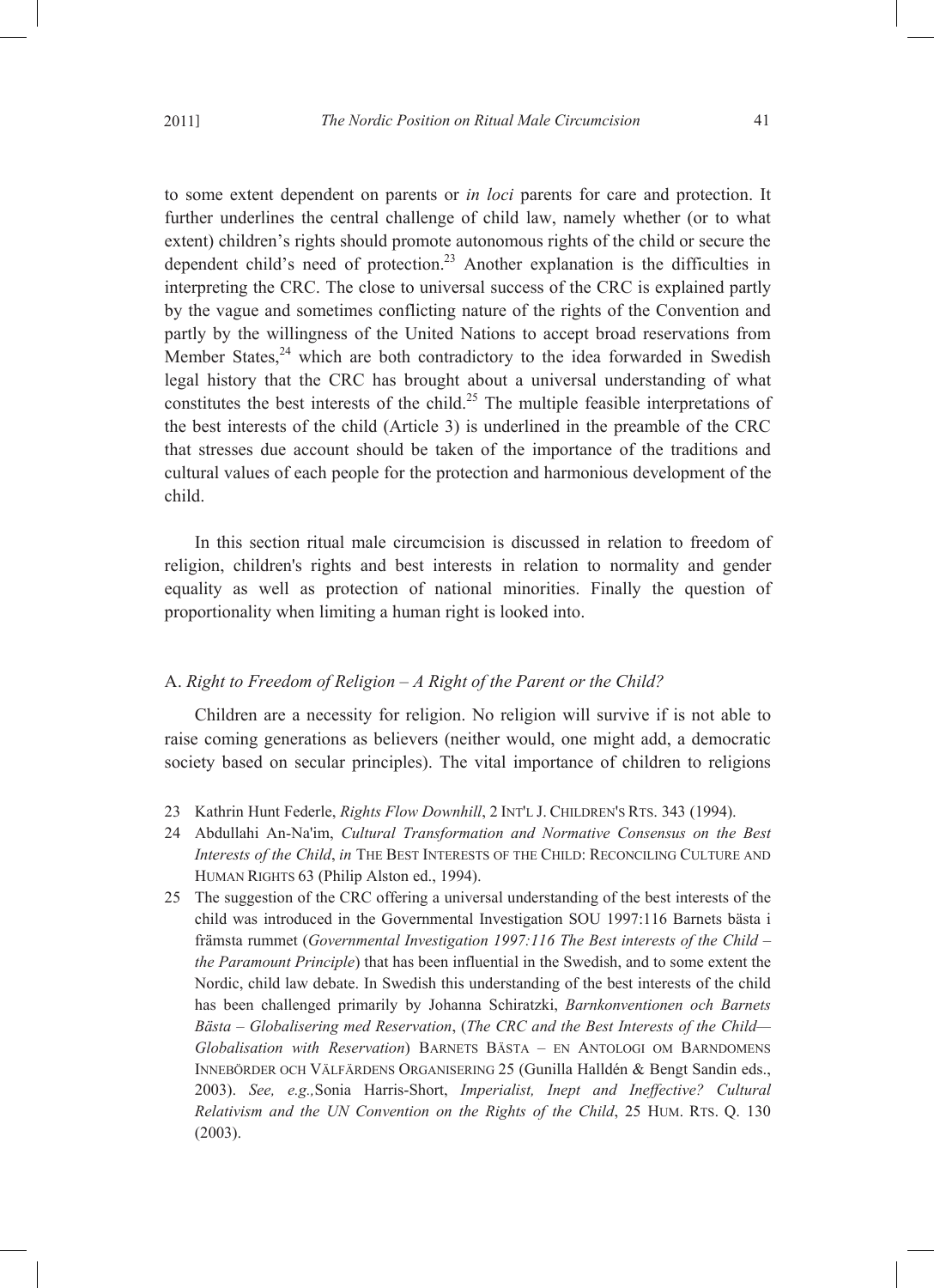to some extent dependent on parents or *in loci* parents for care and protection. It further underlines the central challenge of child law, namely whether (or to what extent) children's rights should promote autonomous rights of the child or secure the dependent child's need of protection.[23] Another explanation is the difficulties in interpreting the CRC. The close to universal success of the CRC is explained partly by the vague and sometimes conflicting nature of the rights of the Convention and partly by the willingness of the United Nations to accept broad reservations from Member States,[24] which are both contradictory to the idea forwarded in Swedish legal history that the CRC has brought about a universal understanding of what constitutes the best interests of the child.[25] The multiple feasible interpretations of the best interests of the child (Article 3) is underlined in the preamble of the CRC that stresses due account should be taken of the importance of the traditions and cultural values of each people for the protection and harmonious development of the child.

In this section ritual male circumcision is discussed in relation to freedom of religion, children's rights and best interests in relation to normality and gender equality as well as protection of national minorities. Finally the question of proportionality when limiting a human right is looked into.

### A. *Right to Freedom of Religion – A Right of the Parent or the Child?*

Children are a necessity for religion. No religion will survive if is not able to raise coming generations as believers (neither would, one might add, a democratic society based on secular principles). The vital importance of children to religions

---

23 Kathrin Hunt Federle, *Rights Flow Downhill*, 2 INT'L J. CHILDREN'S RTS. 343 (1994).

24 Abdullahi An-Na'im, *Cultural Transformation and Normative Consensus on the Best Interests of the Child*, *in* THE BEST INTERESTS OF THE CHILD: RECONCILING CULTURE AND HUMAN RIGHTS 63 (Philip Alston ed., 1994).

25 The suggestion of the CRC offering a universal understanding of the best interests of the child was introduced in the Governmental Investigation SOU 1997:116 Barnets bästa i främsta rummet (*Governmental Investigation 1997:116 The Best interests of the Child – the Paramount Principle*) that has been influential in the Swedish, and to some extent the Nordic, child law debate. In Swedish this understanding of the best interests of the child has been challenged primarily by Johanna Schiratzki, *Barnkonventionen och Barnets Bästa – Globalisering med Reservation*, (*The CRC and the Best Interests of the Child— Globalisation with Reservation*) BARNETS BÄSTA – EN ANTOLOGI OM BARNDOMENS INNEBÖRDER OCH VÄLFÄRDENS ORGANISERING 25 (Gunilla Halldén & Bengt Sandin eds., 2003). *See, e.g.,* Sonia Harris-Short, *Imperialist, Inept and Ineffective? Cultural Relativism and the UN Convention on the Rights of the Child*, 25 HUM. RTS. Q. 130 (2003).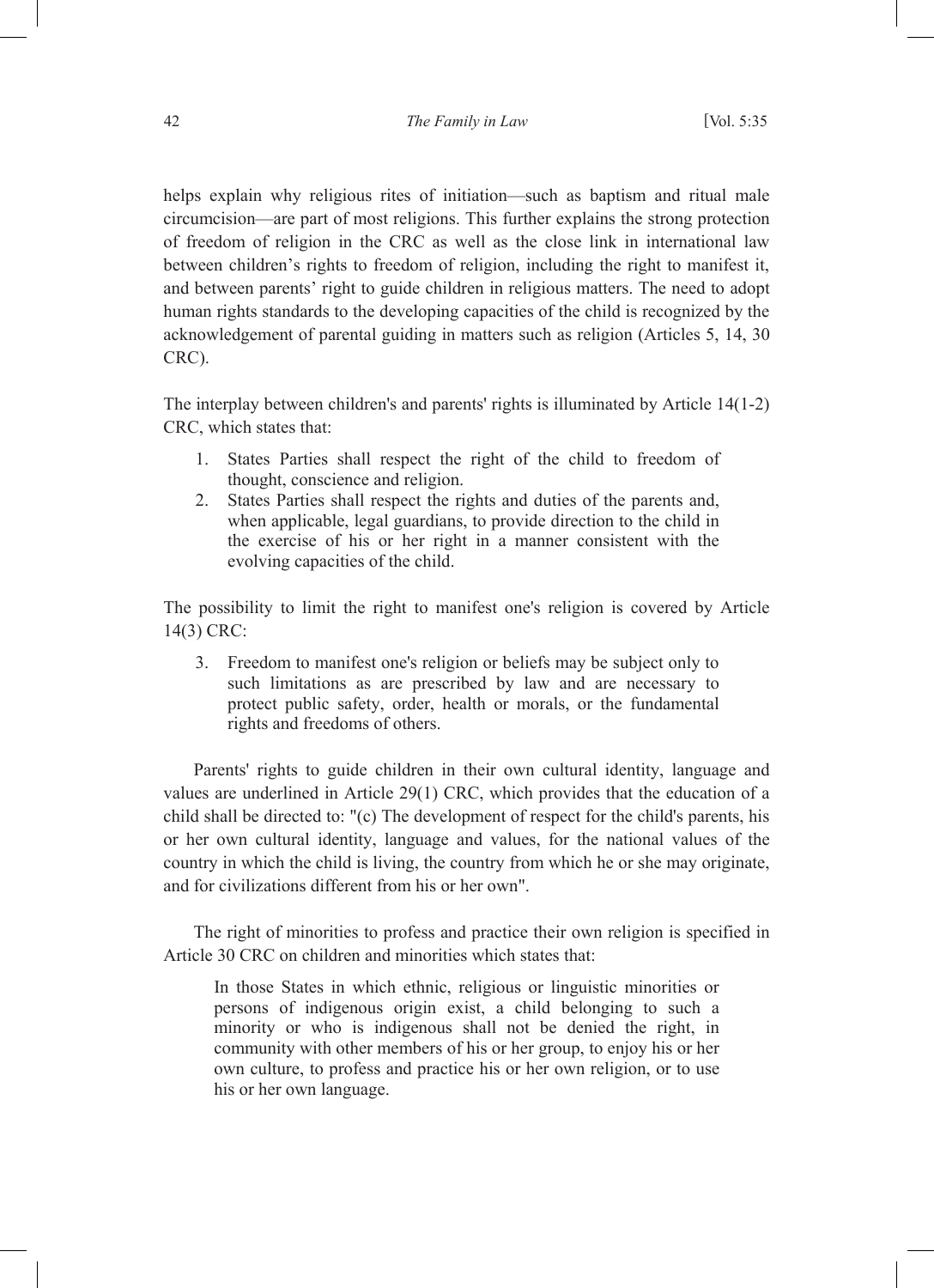helps explain why religious rites of initiation—such as baptism and ritual male circumcision—are part of most religions. This further explains the strong protection of freedom of religion in the CRC as well as the close link in international law between children's rights to freedom of religion, including the right to manifest it, and between parents' right to guide children in religious matters. The need to adopt human rights standards to the developing capacities of the child is recognized by the acknowledgement of parental guiding in matters such as religion (Articles 5, 14, 30 CRC).

The interplay between children's and parents' rights is illuminated by Article 14(1-2) CRC, which states that:

> 1. States Parties shall respect the right of the child to freedom of thought, conscience and religion.
> 2. States Parties shall respect the rights and duties of the parents and, when applicable, legal guardians, to provide direction to the child in the exercise of his or her right in a manner consistent with the evolving capacities of the child.

The possibility to limit the right to manifest one's religion is covered by Article 14(3) CRC:

> 3. Freedom to manifest one's religion or beliefs may be subject only to such limitations as are prescribed by law and are necessary to protect public safety, order, health or morals, or the fundamental rights and freedoms of others.

Parents' rights to guide children in their own cultural identity, language and values are underlined in Article 29(1) CRC, which provides that the education of a child shall be directed to: "(c) The development of respect for the child's parents, his or her own cultural identity, language and values, for the national values of the country in which the child is living, the country from which he or she may originate, and for civilizations different from his or her own".

The right of minorities to profess and practice their own religion is specified in Article 30 CRC on children and minorities which states that:

> In those States in which ethnic, religious or linguistic minorities or persons of indigenous origin exist, a child belonging to such a minority or who is indigenous shall not be denied the right, in community with other members of his or her group, to enjoy his or her own culture, to profess and practice his or her own religion, or to use his or her own language.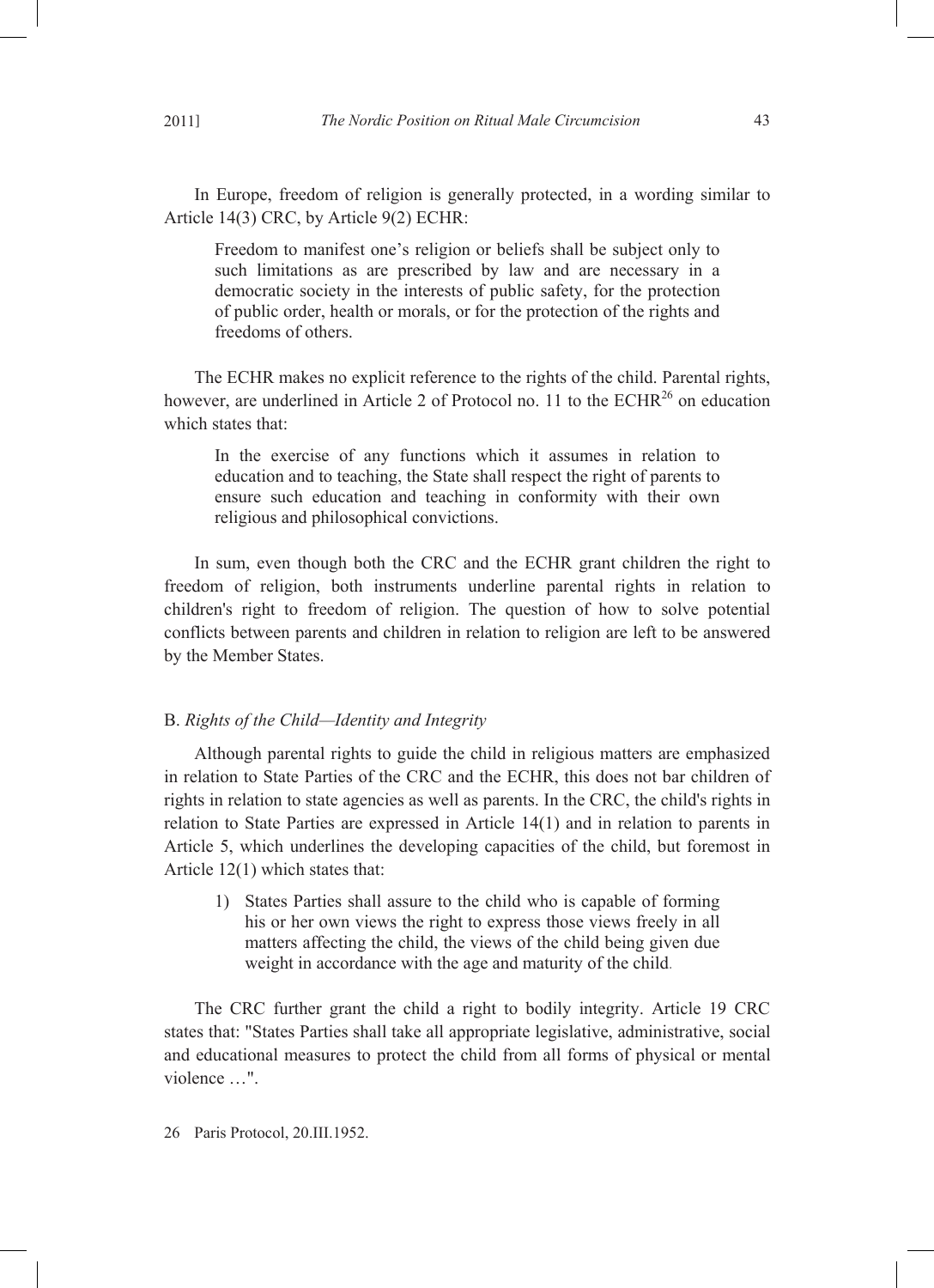In Europe, freedom of religion is generally protected, in a wording similar to Article 14(3) CRC, by Article 9(2) ECHR:

> Freedom to manifest one's religion or beliefs shall be subject only to such limitations as are prescribed by law and are necessary in a democratic society in the interests of public safety, for the protection of public order, health or morals, or for the protection of the rights and freedoms of others.

The ECHR makes no explicit reference to the rights of the child. Parental rights, however, are underlined in Article 2 of Protocol no. 11 to the ECHR[26] on education which states that:

> In the exercise of any functions which it assumes in relation to education and to teaching, the State shall respect the right of parents to ensure such education and teaching in conformity with their own religious and philosophical convictions.

In sum, even though both the CRC and the ECHR grant children the right to freedom of religion, both instruments underline parental rights in relation to children's right to freedom of religion. The question of how to solve potential conflicts between parents and children in relation to religion are left to be answered by the Member States.

### B. *Rights of the Child—Identity and Integrity*

Although parental rights to guide the child in religious matters are emphasized in relation to State Parties of the CRC and the ECHR, this does not bar children of rights in relation to state agencies as well as parents. In the CRC, the child's rights in relation to State Parties are expressed in Article 14(1) and in relation to parents in Article 5, which underlines the developing capacities of the child, but foremost in Article 12(1) which states that:

> 1) States Parties shall assure to the child who is capable of forming his or her own views the right to express those views freely in all matters affecting the child, the views of the child being given due weight in accordance with the age and maturity of the child.

The CRC further grant the child a right to bodily integrity. Article 19 CRC states that: "States Parties shall take all appropriate legislative, administrative, social and educational measures to protect the child from all forms of physical or mental violence …".

26 Paris Protocol, 20.III.1952.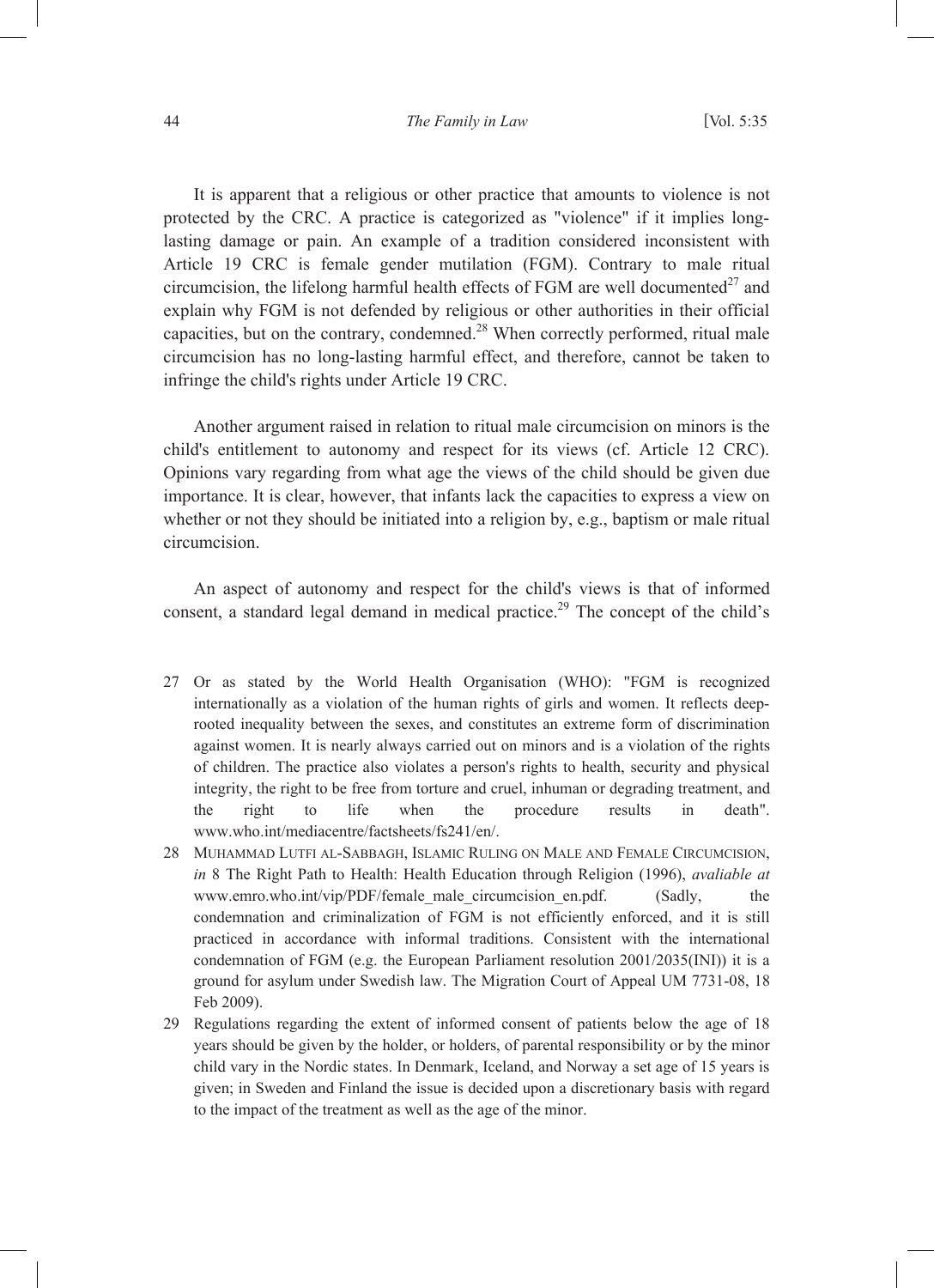It is apparent that a religious or other practice that amounts to violence is not protected by the CRC. A practice is categorized as "violence" if it implies long-lasting damage or pain. An example of a tradition considered inconsistent with Article 19 CRC is female gender mutilation (FGM). Contrary to male ritual circumcision, the lifelong harmful health effects of FGM are well documented[27] and explain why FGM is not defended by religious or other authorities in their official capacities, but on the contrary, condemned.[28] When correctly performed, ritual male circumcision has no long-lasting harmful effect, and therefore, cannot be taken to infringe the child's rights under Article 19 CRC.

Another argument raised in relation to ritual male circumcision on minors is the child's entitlement to autonomy and respect for its views (cf. Article 12 CRC). Opinions vary regarding from what age the views of the child should be given due importance. It is clear, however, that infants lack the capacities to express a view on whether or not they should be initiated into a religion by, e.g., baptism or male ritual circumcision.

An aspect of autonomy and respect for the child's views is that of informed consent, a standard legal demand in medical practice.[29] The concept of the child's

---

27 Or as stated by the World Health Organisation (WHO): "FGM is recognized internationally as a violation of the human rights of girls and women. It reflects deep-rooted inequality between the sexes, and constitutes an extreme form of discrimination against women. It is nearly always carried out on minors and is a violation of the rights of children. The practice also violates a person's rights to health, security and physical integrity, the right to be free from torture and cruel, inhuman or degrading treatment, and the right to life when the procedure results in death". www.who.int/mediacentre/factsheets/fs241/en/.

28 Muhammad Lutfi al-Sabbagh, Islamic Ruling on Male and Female Circumcision, *in* 8 The Right Path to Health: Health Education through Religion (1996), *avaliable at* www.emro.who.int/vip/PDF/female_male_circumcision_en.pdf. (Sadly, the condemnation and criminalization of FGM is not efficiently enforced, and it is still practiced in accordance with informal traditions. Consistent with the international condemnation of FGM (e.g. the European Parliament resolution 2001/2035(INI)) it is a ground for asylum under Swedish law. The Migration Court of Appeal UM 7731-08, 18 Feb 2009).

29 Regulations regarding the extent of informed consent of patients below the age of 18 years should be given by the holder, or holders, of parental responsibility or by the minor child vary in the Nordic states. In Denmark, Iceland, and Norway a set age of 15 years is given; in Sweden and Finland the issue is decided upon a discretionary basis with regard to the impact of the treatment as well as the age of the minor.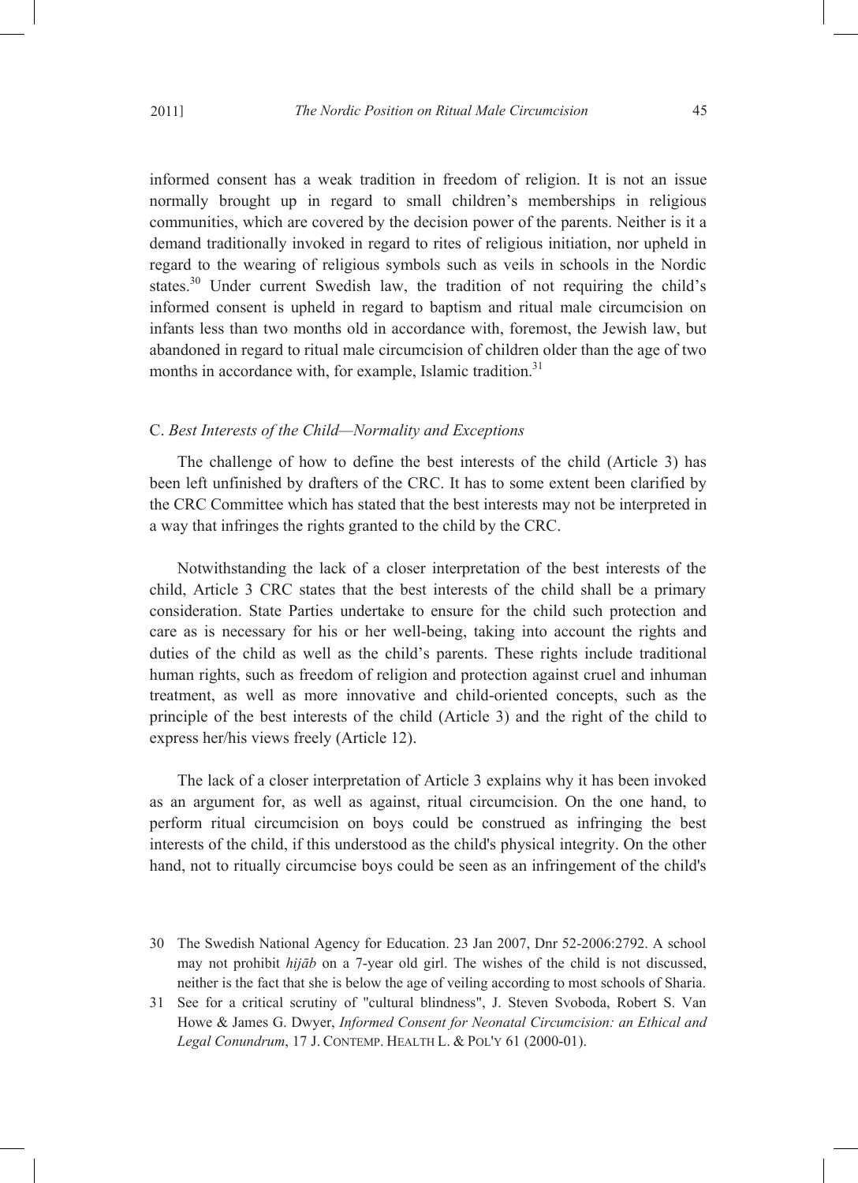informed consent has a weak tradition in freedom of religion. It is not an issue normally brought up in regard to small children's memberships in religious communities, which are covered by the decision power of the parents. Neither is it a demand traditionally invoked in regard to rites of religious initiation, nor upheld in regard to the wearing of religious symbols such as veils in schools in the Nordic states.[30] Under current Swedish law, the tradition of not requiring the child's informed consent is upheld in regard to baptism and ritual male circumcision on infants less than two months old in accordance with, foremost, the Jewish law, but abandoned in regard to ritual male circumcision of children older than the age of two months in accordance with, for example, Islamic tradition.[31]

### C. *Best Interests of the Child—Normality and Exceptions*

The challenge of how to define the best interests of the child (Article 3) has been left unfinished by drafters of the CRC. It has to some extent been clarified by the CRC Committee which has stated that the best interests may not be interpreted in a way that infringes the rights granted to the child by the CRC.

Notwithstanding the lack of a closer interpretation of the best interests of the child, Article 3 CRC states that the best interests of the child shall be a primary consideration. State Parties undertake to ensure for the child such protection and care as is necessary for his or her well-being, taking into account the rights and duties of the child as well as the child's parents. These rights include traditional human rights, such as freedom of religion and protection against cruel and inhuman treatment, as well as more innovative and child-oriented concepts, such as the principle of the best interests of the child (Article 3) and the right of the child to express her/his views freely (Article 12).

The lack of a closer interpretation of Article 3 explains why it has been invoked as an argument for, as well as against, ritual circumcision. On the one hand, to perform ritual circumcision on boys could be construed as infringing the best interests of the child, if this understood as the child's physical integrity. On the other hand, not to ritually circumcise boys could be seen as an infringement of the child's

30 The Swedish National Agency for Education. 23 Jan 2007, Dnr 52-2006:2792. A school may not prohibit *hijāb* on a 7-year old girl. The wishes of the child is not discussed, neither is the fact that she is below the age of veiling according to most schools of Sharia.

31 See for a critical scrutiny of "cultural blindness", J. Steven Svoboda, Robert S. Van Howe & James G. Dwyer, *Informed Consent for Neonatal Circumcision: an Ethical and Legal Conundrum*, 17 J. CONTEMP. HEALTH L. & POL'Y 61 (2000-01).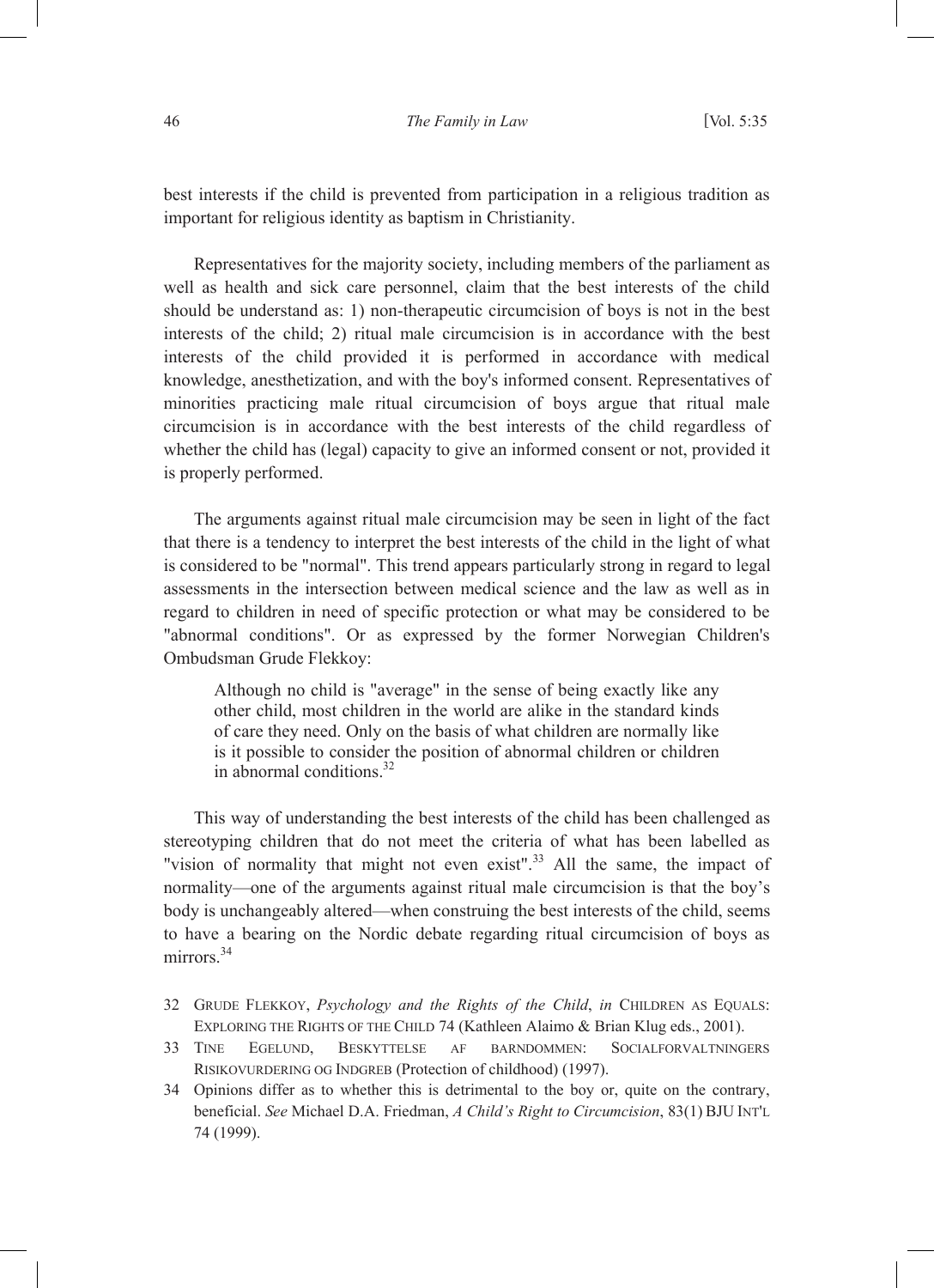best interests if the child is prevented from participation in a religious tradition as important for religious identity as baptism in Christianity.

Representatives for the majority society, including members of the parliament as well as health and sick care personnel, claim that the best interests of the child should be understand as: 1) non-therapeutic circumcision of boys is not in the best interests of the child; 2) ritual male circumcision is in accordance with the best interests of the child provided it is performed in accordance with medical knowledge, anesthetization, and with the boy's informed consent. Representatives of minorities practicing male ritual circumcision of boys argue that ritual male circumcision is in accordance with the best interests of the child regardless of whether the child has (legal) capacity to give an informed consent or not, provided it is properly performed.

The arguments against ritual male circumcision may be seen in light of the fact that there is a tendency to interpret the best interests of the child in the light of what is considered to be "normal". This trend appears particularly strong in regard to legal assessments in the intersection between medical science and the law as well as in regard to children in need of specific protection or what may be considered to be "abnormal conditions". Or as expressed by the former Norwegian Children's Ombudsman Grude Flekkoy:

> Although no child is "average" in the sense of being exactly like any other child, most children in the world are alike in the standard kinds of care they need. Only on the basis of what children are normally like is it possible to consider the position of abnormal children or children in abnormal conditions.[32]

This way of understanding the best interests of the child has been challenged as stereotyping children that do not meet the criteria of what has been labelled as "vision of normality that might not even exist".[33] All the same, the impact of normality—one of the arguments against ritual male circumcision is that the boy's body is unchangeably altered—when construing the best interests of the child, seems to have a bearing on the Nordic debate regarding ritual circumcision of boys as mirrors.[34]

32 GRUDE FLEKKOY, *Psychology and the Rights of the Child*, *in* CHILDREN AS EQUALS: EXPLORING THE RIGHTS OF THE CHILD 74 (Kathleen Alaimo & Brian Klug eds., 2001).

33 TINE EGELUND, BESKYTTELSE AF BARNDOMMEN: SOCIALFORVALTNINGERS RISIKOVURDERING OG INDGREB (Protection of childhood) (1997).

34 Opinions differ as to whether this is detrimental to the boy or, quite on the contrary, beneficial. *See* Michael D.A. Friedman, *A Child's Right to Circumcision*, 83(1) BJU INT'L 74 (1999).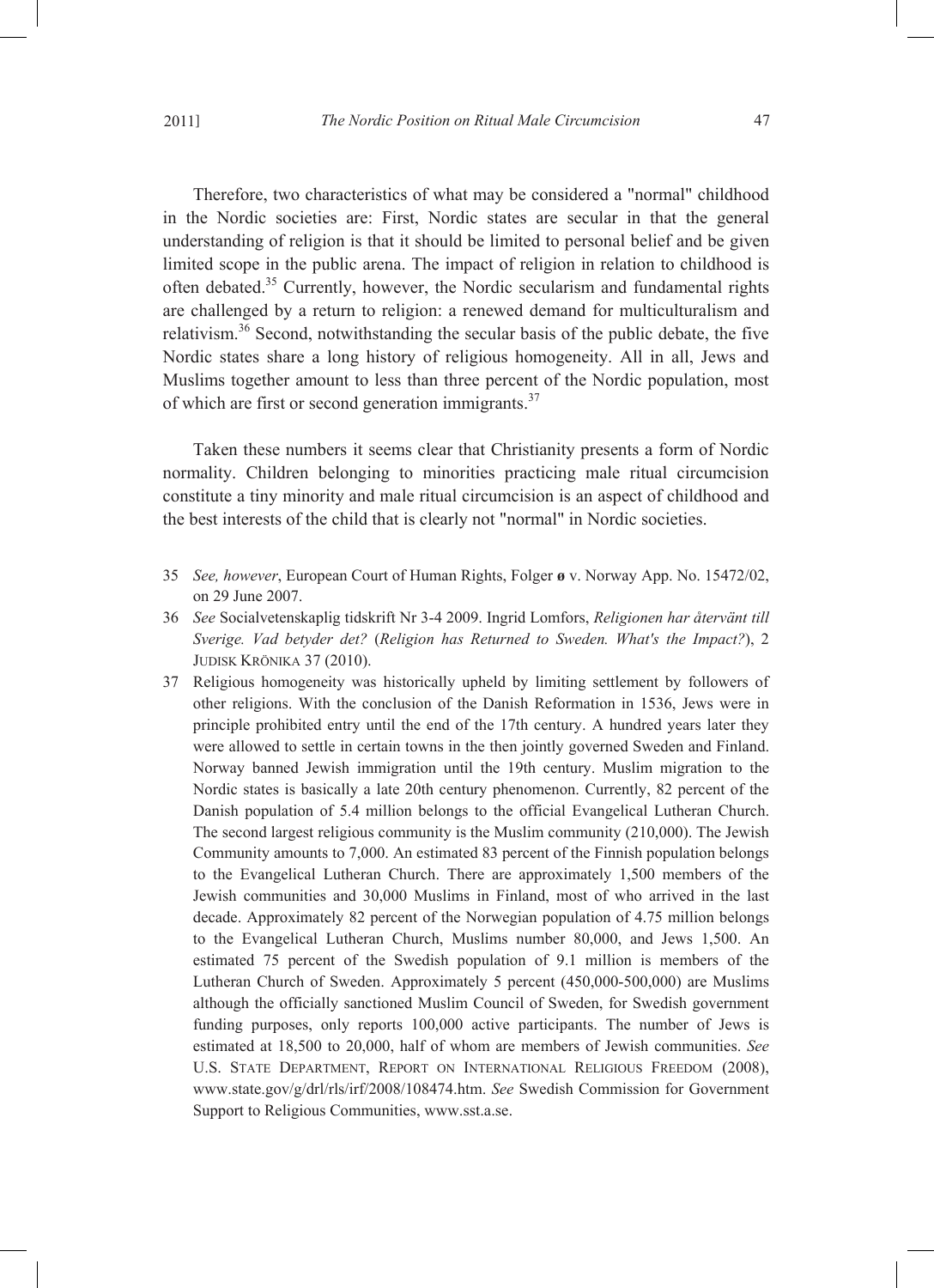Therefore, two characteristics of what may be considered a "normal" childhood in the Nordic societies are: First, Nordic states are secular in that the general understanding of religion is that it should be limited to personal belief and be given limited scope in the public arena. The impact of religion in relation to childhood is often debated.[35] Currently, however, the Nordic secularism and fundamental rights are challenged by a return to religion: a renewed demand for multiculturalism and relativism.[36] Second, notwithstanding the secular basis of the public debate, the five Nordic states share a long history of religious homogeneity. All in all, Jews and Muslims together amount to less than three percent of the Nordic population, most of which are first or second generation immigrants.[37]

Taken these numbers it seems clear that Christianity presents a form of Nordic normality. Children belonging to minorities practicing male ritual circumcision constitute a tiny minority and male ritual circumcision is an aspect of childhood and the best interests of the child that is clearly not "normal" in Nordic societies.

35 *See, however*, European Court of Human Rights, Folger ø v. Norway App. No. 15472/02, on 29 June 2007.

36 *See* Socialvetenskaplig tidskrift Nr 3-4 2009. Ingrid Lomfors, *Religionen har återvänt till Sverige. Vad betyder det?* (*Religion has Returned to Sweden. What's the Impact?*), 2 JUDISK KRÖNIKA 37 (2010).

37 Religious homogeneity was historically upheld by limiting settlement by followers of other religions. With the conclusion of the Danish Reformation in 1536, Jews were in principle prohibited entry until the end of the 17th century. A hundred years later they were allowed to settle in certain towns in the then jointly governed Sweden and Finland. Norway banned Jewish immigration until the 19th century. Muslim migration to the Nordic states is basically a late 20th century phenomenon. Currently, 82 percent of the Danish population of 5.4 million belongs to the official Evangelical Lutheran Church. The second largest religious community is the Muslim community (210,000). The Jewish Community amounts to 7,000. An estimated 83 percent of the Finnish population belongs to the Evangelical Lutheran Church. There are approximately 1,500 members of the Jewish communities and 30,000 Muslims in Finland, most of who arrived in the last decade. Approximately 82 percent of the Norwegian population of 4.75 million belongs to the Evangelical Lutheran Church, Muslims number 80,000, and Jews 1,500. An estimated 75 percent of the Swedish population of 9.1 million is members of the Lutheran Church of Sweden. Approximately 5 percent (450,000-500,000) are Muslims although the officially sanctioned Muslim Council of Sweden, for Swedish government funding purposes, only reports 100,000 active participants. The number of Jews is estimated at 18,500 to 20,000, half of whom are members of Jewish communities. *See* U.S. STATE DEPARTMENT, REPORT ON INTERNATIONAL RELIGIOUS FREEDOM (2008), www.state.gov/g/drl/rls/irf/2008/108474.htm. *See* Swedish Commission for Government Support to Religious Communities, www.sst.a.se.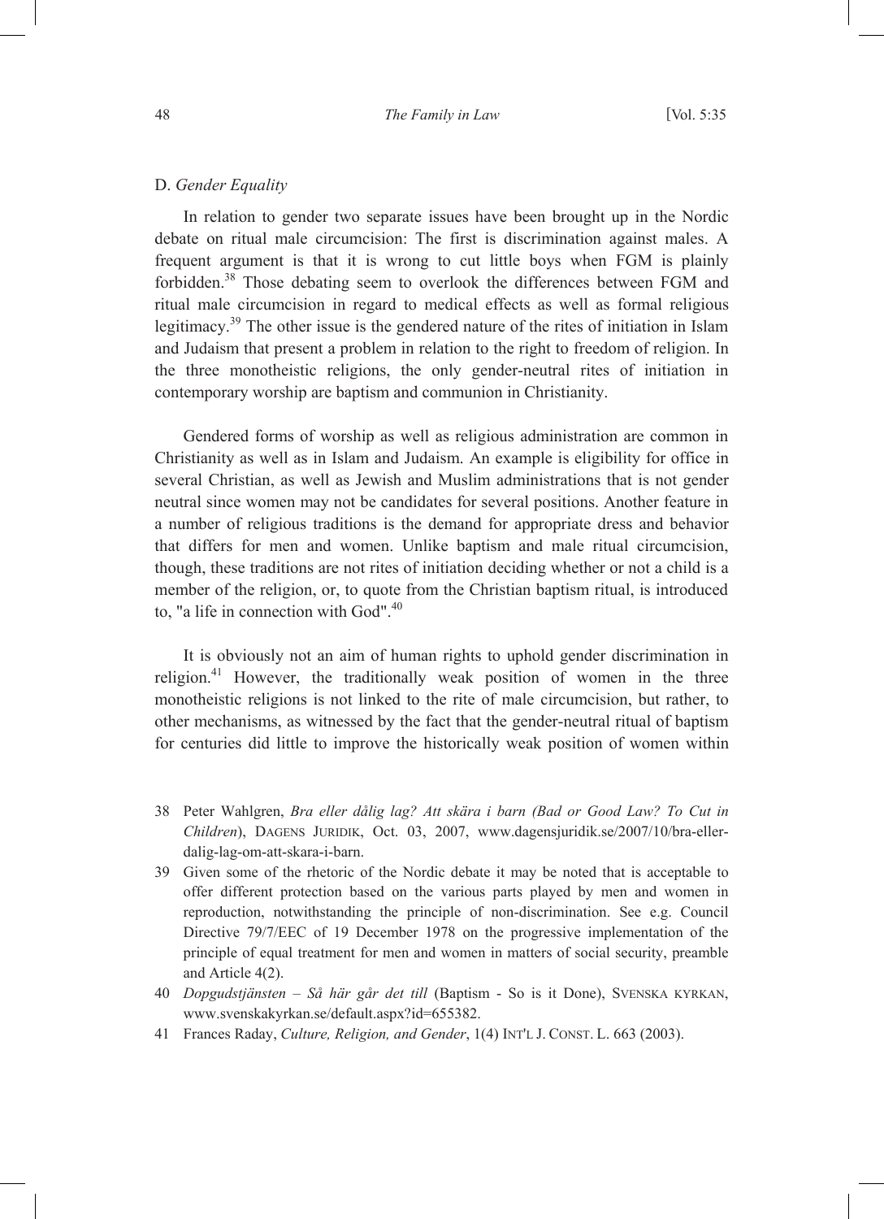### D. *Gender Equality*

In relation to gender two separate issues have been brought up in the Nordic debate on ritual male circumcision: The first is discrimination against males. A frequent argument is that it is wrong to cut little boys when FGM is plainly forbidden.[38] Those debating seem to overlook the differences between FGM and ritual male circumcision in regard to medical effects as well as formal religious legitimacy.[39] The other issue is the gendered nature of the rites of initiation in Islam and Judaism that present a problem in relation to the right to freedom of religion. In the three monotheistic religions, the only gender-neutral rites of initiation in contemporary worship are baptism and communion in Christianity.

Gendered forms of worship as well as religious administration are common in Christianity as well as in Islam and Judaism. An example is eligibility for office in several Christian, as well as Jewish and Muslim administrations that is not gender neutral since women may not be candidates for several positions. Another feature in a number of religious traditions is the demand for appropriate dress and behavior that differs for men and women. Unlike baptism and male ritual circumcision, though, these traditions are not rites of initiation deciding whether or not a child is a member of the religion, or, to quote from the Christian baptism ritual, is introduced to, "a life in connection with God".[40]

It is obviously not an aim of human rights to uphold gender discrimination in religion.[41] However, the traditionally weak position of women in the three monotheistic religions is not linked to the rite of male circumcision, but rather, to other mechanisms, as witnessed by the fact that the gender-neutral ritual of baptism for centuries did little to improve the historically weak position of women within

---

38 Peter Wahlgren, *Bra eller dålig lag? Att skära i barn (Bad or Good Law? To Cut in Children*), DAGENS JURIDIK, Oct. 03, 2007, www.dagensjuridik.se/2007/10/bra-eller-dalig-lag-om-att-skara-i-barn.

39 Given some of the rhetoric of the Nordic debate it may be noted that is acceptable to offer different protection based on the various parts played by men and women in reproduction, notwithstanding the principle of non-discrimination. See e.g. Council Directive 79/7/EEC of 19 December 1978 on the progressive implementation of the principle of equal treatment for men and women in matters of social security, preamble and Article 4(2).

40 *Dopgudstjänsten – Så här går det till* (Baptism - So is it Done), SVENSKA KYRKAN, www.svenskakyrkan.se/default.aspx?id=655382.

41 Frances Raday, *Culture, Religion, and Gender*, 1(4) INT'L J. CONST. L. 663 (2003).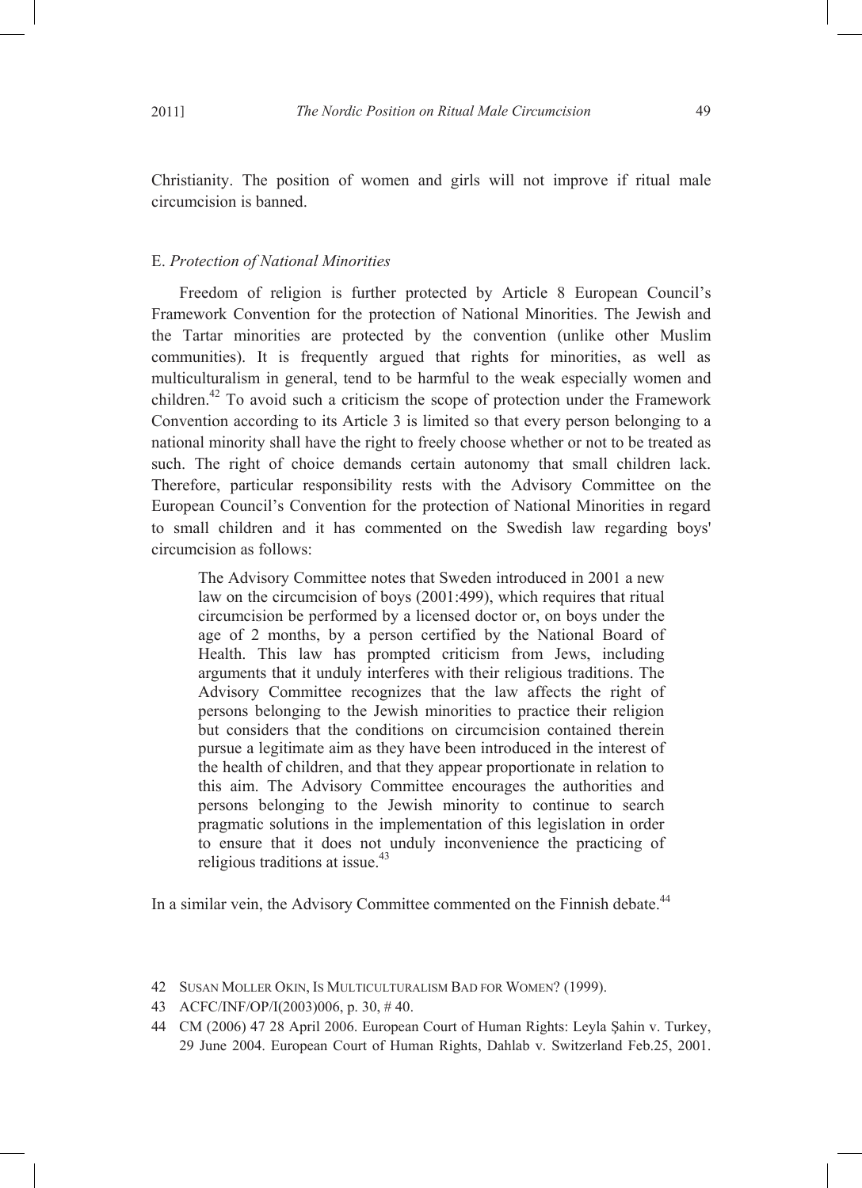Christianity. The position of women and girls will not improve if ritual male circumcision is banned.

### E. *Protection of National Minorities*

Freedom of religion is further protected by Article 8 European Council's Framework Convention for the protection of National Minorities. The Jewish and the Tartar minorities are protected by the convention (unlike other Muslim communities). It is frequently argued that rights for minorities, as well as multiculturalism in general, tend to be harmful to the weak especially women and children.[42] To avoid such a criticism the scope of protection under the Framework Convention according to its Article 3 is limited so that every person belonging to a national minority shall have the right to freely choose whether or not to be treated as such. The right of choice demands certain autonomy that small children lack. Therefore, particular responsibility rests with the Advisory Committee on the European Council's Convention for the protection of National Minorities in regard to small children and it has commented on the Swedish law regarding boys' circumcision as follows:

> The Advisory Committee notes that Sweden introduced in 2001 a new law on the circumcision of boys (2001:499), which requires that ritual circumcision be performed by a licensed doctor or, on boys under the age of 2 months, by a person certified by the National Board of Health. This law has prompted criticism from Jews, including arguments that it unduly interferes with their religious traditions. The Advisory Committee recognizes that the law affects the right of persons belonging to the Jewish minorities to practice their religion but considers that the conditions on circumcision contained therein pursue a legitimate aim as they have been introduced in the interest of the health of children, and that they appear proportionate in relation to this aim. The Advisory Committee encourages the authorities and persons belonging to the Jewish minority to continue to search pragmatic solutions in the implementation of this legislation in order to ensure that it does not unduly inconvenience the practicing of religious traditions at issue.[43]

In a similar vein, the Advisory Committee commented on the Finnish debate.[44]

---

42 SUSAN MOLLER OKIN, IS MULTICULTURALISM BAD FOR WOMEN? (1999).

43 ACFC/INF/OP/I(2003)006, p. 30, # 40.

44 CM (2006) 47 28 April 2006. European Court of Human Rights: Leyla Şahin v. Turkey, 29 June 2004. European Court of Human Rights, Dahlab v. Switzerland Feb.25, 2001.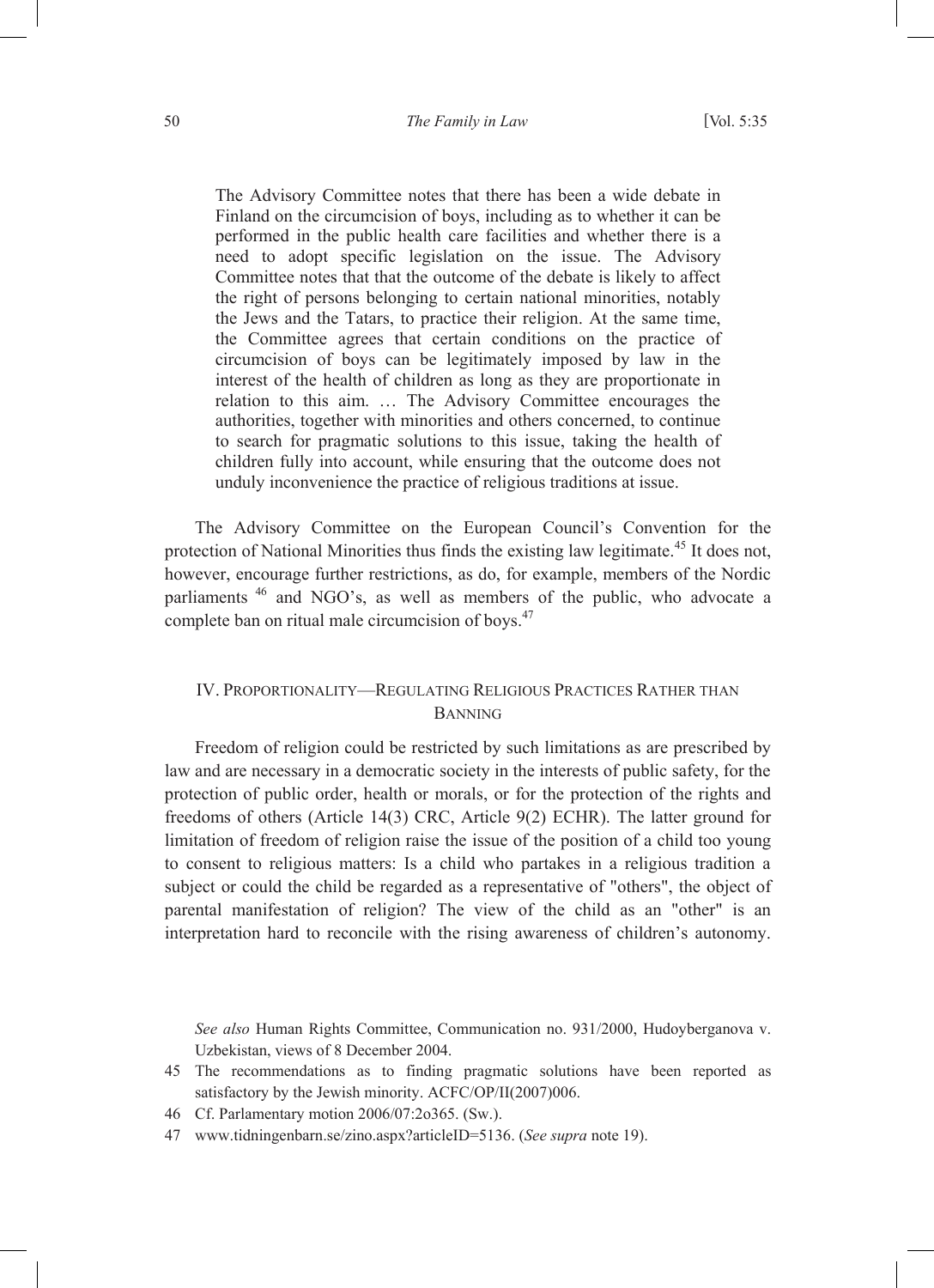> The Advisory Committee notes that there has been a wide debate in Finland on the circumcision of boys, including as to whether it can be performed in the public health care facilities and whether there is a need to adopt specific legislation on the issue. The Advisory Committee notes that that the outcome of the debate is likely to affect the right of persons belonging to certain national minorities, notably the Jews and the Tatars, to practice their religion. At the same time, the Committee agrees that certain conditions on the practice of circumcision of boys can be legitimately imposed by law in the interest of the health of children as long as they are proportionate in relation to this aim. … The Advisory Committee encourages the authorities, together with minorities and others concerned, to continue to search for pragmatic solutions to this issue, taking the health of children fully into account, while ensuring that the outcome does not unduly inconvenience the practice of religious traditions at issue.

The Advisory Committee on the European Council's Convention for the protection of National Minorities thus finds the existing law legitimate.[45] It does not, however, encourage further restrictions, as do, for example, members of the Nordic parliaments [46] and NGO's, as well as members of the public, who advocate a complete ban on ritual male circumcision of boys.[47]

## IV. PROPORTIONALITY—REGULATING RELIGIOUS PRACTICES RATHER THAN BANNING

Freedom of religion could be restricted by such limitations as are prescribed by law and are necessary in a democratic society in the interests of public safety, for the protection of public order, health or morals, or for the protection of the rights and freedoms of others (Article 14(3) CRC, Article 9(2) ECHR). The latter ground for limitation of freedom of religion raise the issue of the position of a child too young to consent to religious matters: Is a child who partakes in a religious tradition a subject or could the child be regarded as a representative of "others", the object of parental manifestation of religion? The view of the child as an "other" is an interpretation hard to reconcile with the rising awareness of children's autonomy.

*See also* Human Rights Committee, Communication no. 931/2000, Hudoyberganova v. Uzbekistan, views of 8 December 2004.

45 The recommendations as to finding pragmatic solutions have been reported as satisfactory by the Jewish minority. ACFC/OP/II(2007)006.

46 Cf. Parlamentary motion 2006/07:2o365. (Sw.).

47 www.tidningenbarn.se/zino.aspx?articleID=5136. (*See supra* note 19).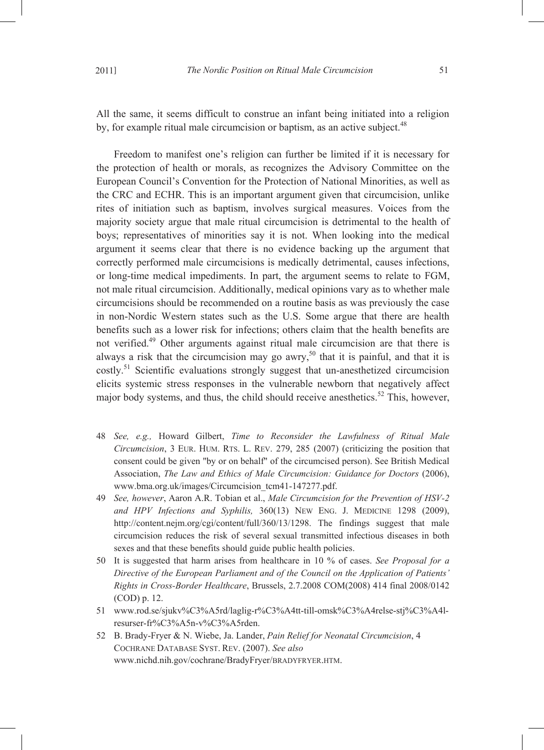All the same, it seems difficult to construe an infant being initiated into a religion by, for example ritual male circumcision or baptism, as an active subject.[48]

Freedom to manifest one's religion can further be limited if it is necessary for the protection of health or morals, as recognizes the Advisory Committee on the European Council's Convention for the Protection of National Minorities, as well as the CRC and ECHR. This is an important argument given that circumcision, unlike rites of initiation such as baptism, involves surgical measures. Voices from the majority society argue that male ritual circumcision is detrimental to the health of boys; representatives of minorities say it is not. When looking into the medical argument it seems clear that there is no evidence backing up the argument that correctly performed male circumcisions is medically detrimental, causes infections, or long-time medical impediments. In part, the argument seems to relate to FGM, not male ritual circumcision. Additionally, medical opinions vary as to whether male circumcisions should be recommended on a routine basis as was previously the case in non-Nordic Western states such as the U.S. Some argue that there are health benefits such as a lower risk for infections; others claim that the health benefits are not verified.[49] Other arguments against ritual male circumcision are that there is always a risk that the circumcision may go awry,[50] that it is painful, and that it is costly.[51] Scientific evaluations strongly suggest that un-anesthetized circumcision elicits systemic stress responses in the vulnerable newborn that negatively affect major body systems, and thus, the child should receive anesthetics.[52] This, however,

---

48 *See, e.g.,* Howard Gilbert, *Time to Reconsider the Lawfulness of Ritual Male Circumcision*, 3 EUR. HUM. RTS. L. REV. 279, 285 (2007) (criticizing the position that consent could be given "by or on behalf" of the circumcised person). See British Medical Association, *The Law and Ethics of Male Circumcision: Guidance for Doctors* (2006), www.bma.org.uk/images/Circumcision_tcm41-147277.pdf.

49 *See, however*, Aaron A.R. Tobian et al., *Male Circumcision for the Prevention of HSV-2 and HPV Infections and Syphilis,* 360(13) NEW ENG. J. MEDICINE 1298 (2009), http://content.nejm.org/cgi/content/full/360/13/1298. The findings suggest that male circumcision reduces the risk of several sexual transmitted infectious diseases in both sexes and that these benefits should guide public health policies.

50 It is suggested that harm arises from healthcare in 10 % of cases. *See Proposal for a Directive of the European Parliament and of the Council on the Application of Patients' Rights in Cross-Border Healthcare*, Brussels, 2.7.2008 COM(2008) 414 final 2008/0142 (COD) p. 12.

51 www.rod.se/sjukv%C3%A5rd/laglig-r%C3%A4tt-till-omsk%C3%A4relse-stj%C3%A4l-resurser-fr%C3%A5n-v%C3%A5rden.

52 B. Brady-Fryer & N. Wiebe, Ja. Lander, *Pain Relief for Neonatal Circumcision*, 4 COCHRANE DATABASE SYST. REV. (2007). *See also* www.nichd.nih.gov/cochrane/BradyFryer/BRADYFRYER.HTM.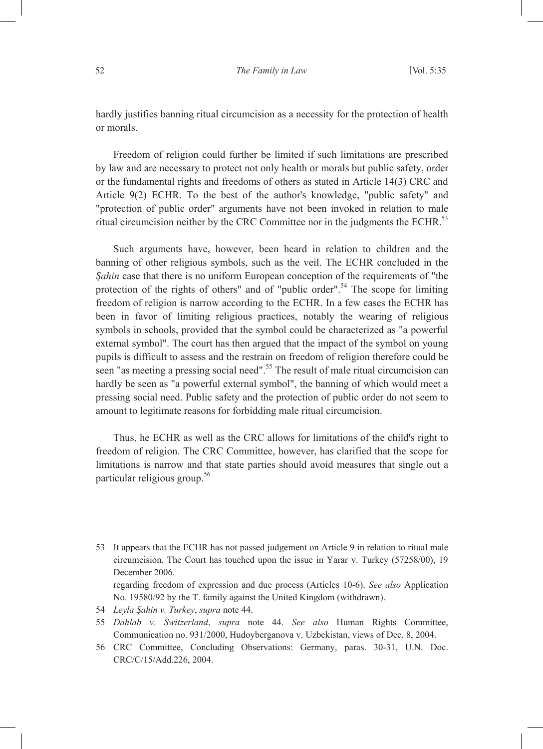hardly justifies banning ritual circumcision as a necessity for the protection of health or morals.

Freedom of religion could further be limited if such limitations are prescribed by law and are necessary to protect not only health or morals but public safety, order or the fundamental rights and freedoms of others as stated in Article 14(3) CRC and Article 9(2) ECHR. To the best of the author's knowledge, "public safety" and "protection of public order" arguments have not been invoked in relation to male ritual circumcision neither by the CRC Committee nor in the judgments the ECHR.[53]

Such arguments have, however, been heard in relation to children and the banning of other religious symbols, such as the veil. The ECHR concluded in the *Şahin* case that there is no uniform European conception of the requirements of "the protection of the rights of others" and of "public order".[54] The scope for limiting freedom of religion is narrow according to the ECHR. In a few cases the ECHR has been in favor of limiting religious practices, notably the wearing of religious symbols in schools, provided that the symbol could be characterized as "a powerful external symbol". The court has then argued that the impact of the symbol on young pupils is difficult to assess and the restrain on freedom of religion therefore could be seen "as meeting a pressing social need".[55] The result of male ritual circumcision can hardly be seen as "a powerful external symbol", the banning of which would meet a pressing social need. Public safety and the protection of public order do not seem to amount to legitimate reasons for forbidding male ritual circumcision.

Thus, he ECHR as well as the CRC allows for limitations of the child's right to freedom of religion. The CRC Committee, however, has clarified that the scope for limitations is narrow and that state parties should avoid measures that single out a particular religious group.[56]

---

53 It appears that the ECHR has not passed judgement on Article 9 in relation to ritual male circumcision. The Court has touched upon the issue in Yarar v. Turkey (57258/00), 19 December 2006.
regarding freedom of expression and due process (Articles 10-6). *See also* Application No. 19580/92 by the T. family against the United Kingdom (withdrawn).

54 *Leyla Şahin v. Turkey*, *supra* note 44.

55 *Dahlab v. Switzerland*, *supra* note 44. *See also* Human Rights Committee, Communication no. 931/2000, Hudoyberganova v. Uzbekistan, views of Dec. 8, 2004.

56 CRC Committee, Concluding Observations: Germany, paras. 30-31, U.N. Doc. CRC/C/15/Add.226, 2004.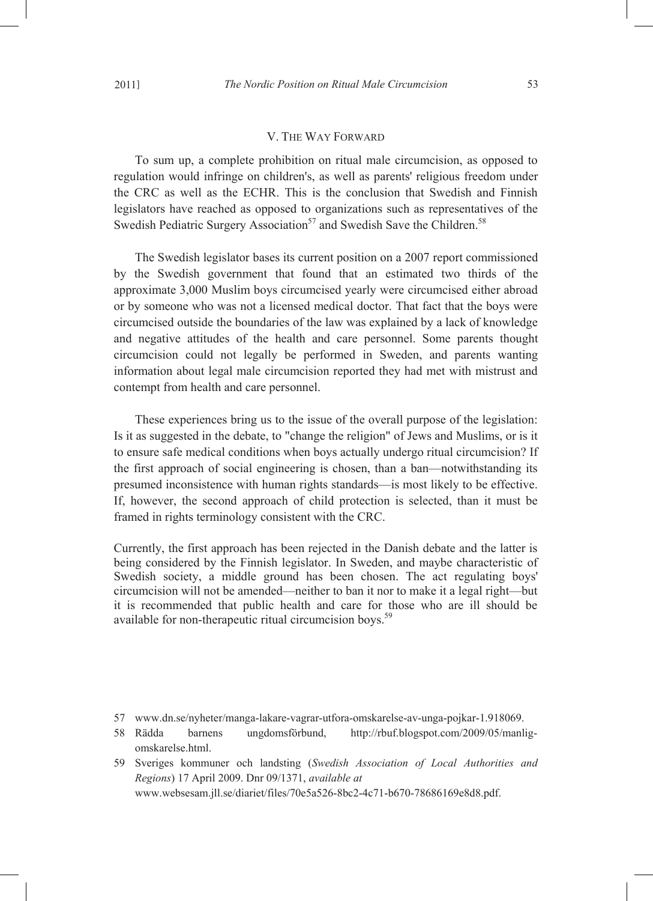## V. THE WAY FORWARD

To sum up, a complete prohibition on ritual male circumcision, as opposed to regulation would infringe on children's, as well as parents' religious freedom under the CRC as well as the ECHR. This is the conclusion that Swedish and Finnish legislators have reached as opposed to organizations such as representatives of the Swedish Pediatric Surgery Association[57] and Swedish Save the Children.[58]

The Swedish legislator bases its current position on a 2007 report commissioned by the Swedish government that found that an estimated two thirds of the approximate 3,000 Muslim boys circumcised yearly were circumcised either abroad or by someone who was not a licensed medical doctor. That fact that the boys were circumcised outside the boundaries of the law was explained by a lack of knowledge and negative attitudes of the health and care personnel. Some parents thought circumcision could not legally be performed in Sweden, and parents wanting information about legal male circumcision reported they had met with mistrust and contempt from health and care personnel.

These experiences bring us to the issue of the overall purpose of the legislation: Is it as suggested in the debate, to "change the religion" of Jews and Muslims, or is it to ensure safe medical conditions when boys actually undergo ritual circumcision? If the first approach of social engineering is chosen, than a ban—notwithstanding its presumed inconsistence with human rights standards—is most likely to be effective. If, however, the second approach of child protection is selected, than it must be framed in rights terminology consistent with the CRC.

Currently, the first approach has been rejected in the Danish debate and the latter is being considered by the Finnish legislator. In Sweden, and maybe characteristic of Swedish society, a middle ground has been chosen. The act regulating boys' circumcision will not be amended—neither to ban it nor to make it a legal right—but it is recommended that public health and care for those who are ill should be available for non-therapeutic ritual circumcision boys.[59]

---

57 www.dn.se/nyheter/manga-lakare-vagrar-utfora-omskarelse-av-unga-pojkar-1.918069.

58 Rädda barnens ungdomsförbund, http://rbuf.blogspot.com/2009/05/manlig-omskarelse.html.

59 Sveriges kommuner och landsting (*Swedish Association of Local Authorities and Regions*) 17 April 2009. Dnr 09/1371, *available at* www.websesam.jll.se/diariet/files/70e5a526-8bc2-4c71-b670-78686169e8d8.pdf.